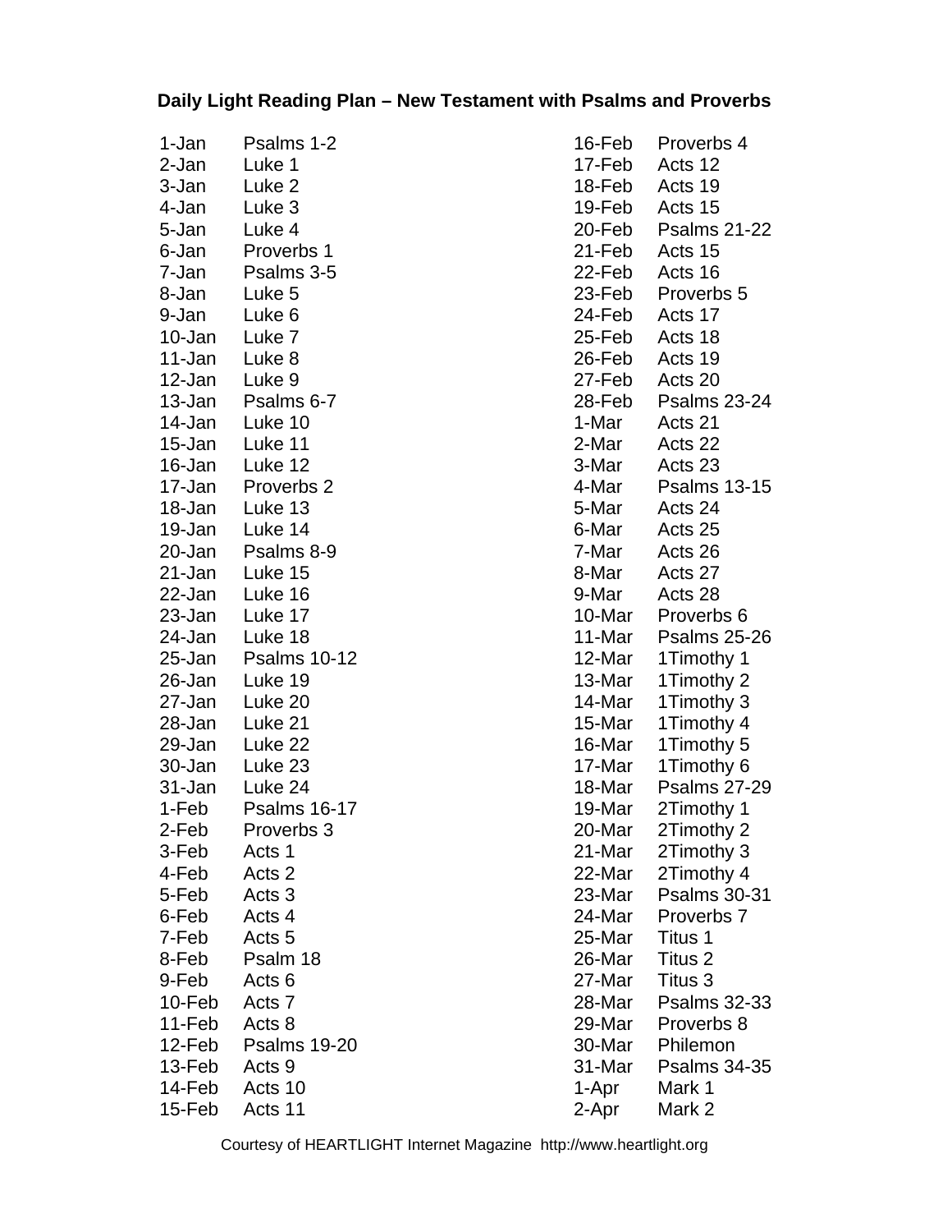**Daily Light Reading Plan – New Testament with Psalms and Proverbs**

| Date | Reading |
|---|---|
| 1-Jan | Psalms 1-2 |
| 2-Jan | Luke 1 |
| 3-Jan | Luke 2 |
| 4-Jan | Luke 3 |
| 5-Jan | Luke 4 |
| 6-Jan | Proverbs 1 |
| 7-Jan | Psalms 3-5 |
| 8-Jan | Luke 5 |
| 9-Jan | Luke 6 |
| 10-Jan | Luke 7 |
| 11-Jan | Luke 8 |
| 12-Jan | Luke 9 |
| 13-Jan | Psalms 6-7 |
| 14-Jan | Luke 10 |
| 15-Jan | Luke 11 |
| 16-Jan | Luke 12 |
| 17-Jan | Proverbs 2 |
| 18-Jan | Luke 13 |
| 19-Jan | Luke 14 |
| 20-Jan | Psalms 8-9 |
| 21-Jan | Luke 15 |
| 22-Jan | Luke 16 |
| 23-Jan | Luke 17 |
| 24-Jan | Luke 18 |
| 25-Jan | Psalms 10-12 |
| 26-Jan | Luke 19 |
| 27-Jan | Luke 20 |
| 28-Jan | Luke 21 |
| 29-Jan | Luke 22 |
| 30-Jan | Luke 23 |
| 31-Jan | Luke 24 |
| 1-Feb | Psalms 16-17 |
| 2-Feb | Proverbs 3 |
| 3-Feb | Acts 1 |
| 4-Feb | Acts 2 |
| 5-Feb | Acts 3 |
| 6-Feb | Acts 4 |
| 7-Feb | Acts 5 |
| 8-Feb | Psalm 18 |
| 9-Feb | Acts 6 |
| 10-Feb | Acts 7 |
| 11-Feb | Acts 8 |
| 12-Feb | Psalms 19-20 |
| 13-Feb | Acts 9 |
| 14-Feb | Acts 10 |
| 15-Feb | Acts 11 |
| 16-Feb | Proverbs 4 |
| 17-Feb | Acts 12 |
| 18-Feb | Acts 19 |
| 19-Feb | Acts 15 |
| 20-Feb | Psalms 21-22 |
| 21-Feb | Acts 15 |
| 22-Feb | Acts 16 |
| 23-Feb | Proverbs 5 |
| 24-Feb | Acts 17 |
| 25-Feb | Acts 18 |
| 26-Feb | Acts 19 |
| 27-Feb | Acts 20 |
| 28-Feb | Psalms 23-24 |
| 1-Mar | Acts 21 |
| 2-Mar | Acts 22 |
| 3-Mar | Acts 23 |
| 4-Mar | Psalms 13-15 |
| 5-Mar | Acts 24 |
| 6-Mar | Acts 25 |
| 7-Mar | Acts 26 |
| 8-Mar | Acts 27 |
| 9-Mar | Acts 28 |
| 10-Mar | Proverbs 6 |
| 11-Mar | Psalms 25-26 |
| 12-Mar | 1Timothy 1 |
| 13-Mar | 1Timothy 2 |
| 14-Mar | 1Timothy 3 |
| 15-Mar | 1Timothy 4 |
| 16-Mar | 1Timothy 5 |
| 17-Mar | 1Timothy 6 |
| 18-Mar | Psalms 27-29 |
| 19-Mar | 2Timothy 1 |
| 20-Mar | 2Timothy 2 |
| 21-Mar | 2Timothy 3 |
| 22-Mar | 2Timothy 4 |
| 23-Mar | Psalms 30-31 |
| 24-Mar | Proverbs 7 |
| 25-Mar | Titus 1 |
| 26-Mar | Titus 2 |
| 27-Mar | Titus 3 |
| 28-Mar | Psalms 32-33 |
| 29-Mar | Proverbs 8 |
| 30-Mar | Philemon |
| 31-Mar | Psalms 34-35 |
| 1-Apr | Mark 1 |
| 2-Apr | Mark 2 |

Courtesy of HEARTLIGHT Internet Magazine http://www.heartlight.org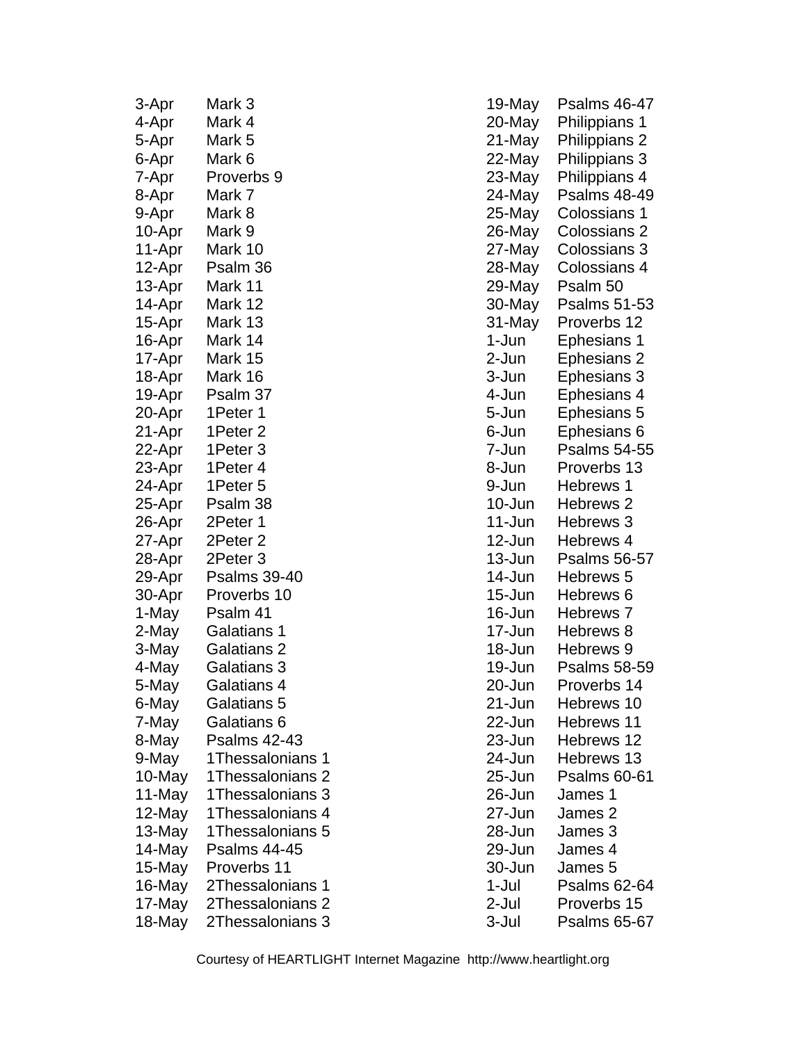| | |
|---|---|
| 3-Apr | Mark 3 |
| 4-Apr | Mark 4 |
| 5-Apr | Mark 5 |
| 6-Apr | Mark 6 |
| 7-Apr | Proverbs 9 |
| 8-Apr | Mark 7 |
| 9-Apr | Mark 8 |
| 10-Apr | Mark 9 |
| 11-Apr | Mark 10 |
| 12-Apr | Psalm 36 |
| 13-Apr | Mark 11 |
| 14-Apr | Mark 12 |
| 15-Apr | Mark 13 |
| 16-Apr | Mark 14 |
| 17-Apr | Mark 15 |
| 18-Apr | Mark 16 |
| 19-Apr | Psalm 37 |
| 20-Apr | 1Peter 1 |
| 21-Apr | 1Peter 2 |
| 22-Apr | 1Peter 3 |
| 23-Apr | 1Peter 4 |
| 24-Apr | 1Peter 5 |
| 25-Apr | Psalm 38 |
| 26-Apr | 2Peter 1 |
| 27-Apr | 2Peter 2 |
| 28-Apr | 2Peter 3 |
| 29-Apr | Psalms 39-40 |
| 30-Apr | Proverbs 10 |
| 1-May | Psalm 41 |
| 2-May | Galatians 1 |
| 3-May | Galatians 2 |
| 4-May | Galatians 3 |
| 5-May | Galatians 4 |
| 6-May | Galatians 5 |
| 7-May | Galatians 6 |
| 8-May | Psalms 42-43 |
| 9-May | 1Thessalonians 1 |
| 10-May | 1Thessalonians 2 |
| 11-May | 1Thessalonians 3 |
| 12-May | 1Thessalonians 4 |
| 13-May | 1Thessalonians 5 |
| 14-May | Psalms 44-45 |
| 15-May | Proverbs 11 |
| 16-May | 2Thessalonians 1 |
| 17-May | 2Thessalonians 2 |
| 18-May | 2Thessalonians 3 |
| 19-May | Psalms 46-47 |
| 20-May | Philippians 1 |
| 21-May | Philippians 2 |
| 22-May | Philippians 3 |
| 23-May | Philippians 4 |
| 24-May | Psalms 48-49 |
| 25-May | Colossians 1 |
| 26-May | Colossians 2 |
| 27-May | Colossians 3 |
| 28-May | Colossians 4 |
| 29-May | Psalm 50 |
| 30-May | Psalms 51-53 |
| 31-May | Proverbs 12 |
| 1-Jun | Ephesians 1 |
| 2-Jun | Ephesians 2 |
| 3-Jun | Ephesians 3 |
| 4-Jun | Ephesians 4 |
| 5-Jun | Ephesians 5 |
| 6-Jun | Ephesians 6 |
| 7-Jun | Psalms 54-55 |
| 8-Jun | Proverbs 13 |
| 9-Jun | Hebrews 1 |
| 10-Jun | Hebrews 2 |
| 11-Jun | Hebrews 3 |
| 12-Jun | Hebrews 4 |
| 13-Jun | Psalms 56-57 |
| 14-Jun | Hebrews 5 |
| 15-Jun | Hebrews 6 |
| 16-Jun | Hebrews 7 |
| 17-Jun | Hebrews 8 |
| 18-Jun | Hebrews 9 |
| 19-Jun | Psalms 58-59 |
| 20-Jun | Proverbs 14 |
| 21-Jun | Hebrews 10 |
| 22-Jun | Hebrews 11 |
| 23-Jun | Hebrews 12 |
| 24-Jun | Hebrews 13 |
| 25-Jun | Psalms 60-61 |
| 26-Jun | James 1 |
| 27-Jun | James 2 |
| 28-Jun | James 3 |
| 29-Jun | James 4 |
| 30-Jun | James 5 |
| 1-Jul | Psalms 62-64 |
| 2-Jul | Proverbs 15 |
| 3-Jul | Psalms 65-67 |

Courtesy of HEARTLIGHT Internet Magazine http://www.heartlight.org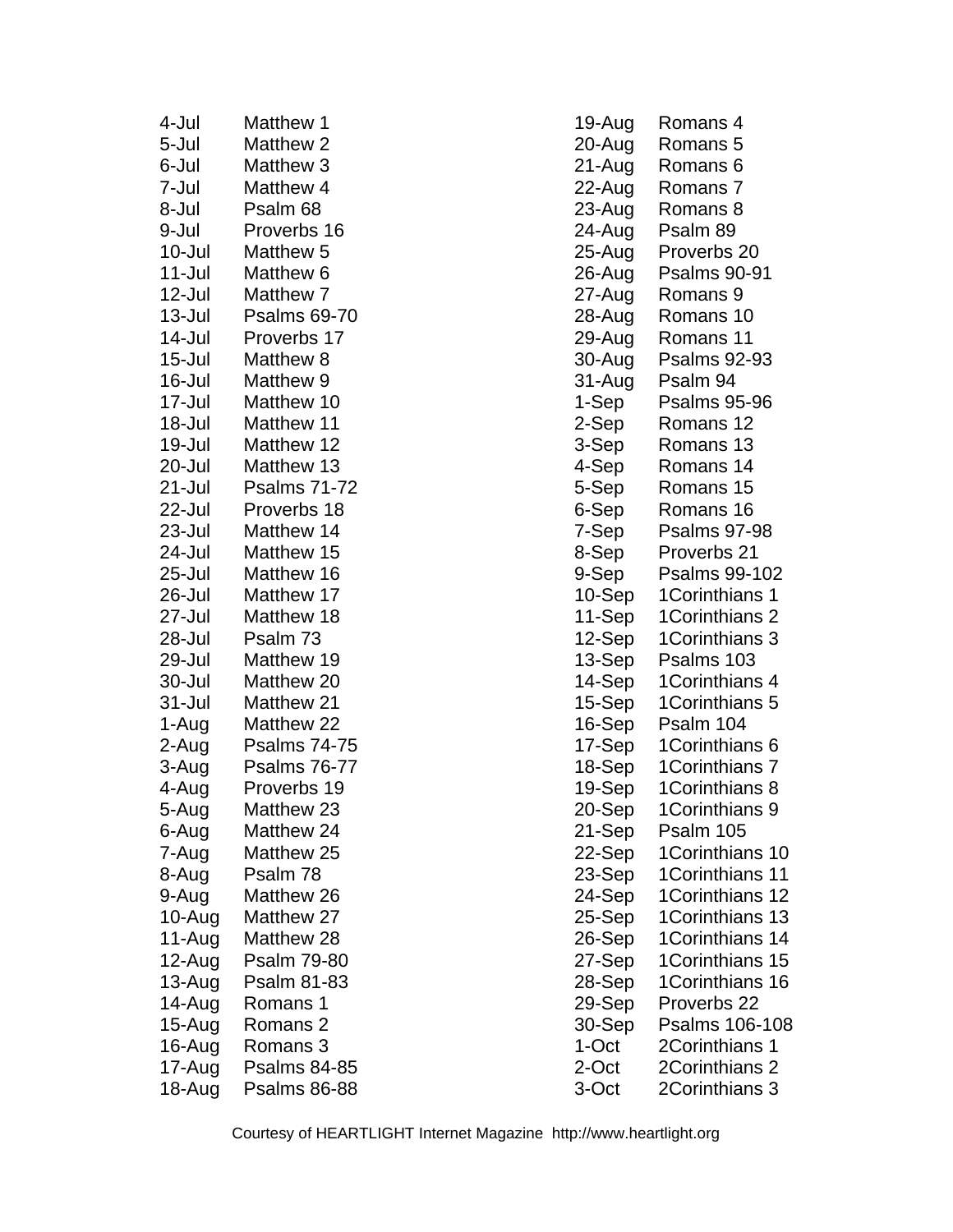4-Jul Matthew 1
5-Jul Matthew 2
6-Jul Matthew 3
7-Jul Matthew 4
8-Jul Psalm 68
9-Jul Proverbs 16
10-Jul Matthew 5
11-Jul Matthew 6
12-Jul Matthew 7
13-Jul Psalms 69-70
14-Jul Proverbs 17
15-Jul Matthew 8
16-Jul Matthew 9
17-Jul Matthew 10
18-Jul Matthew 11
19-Jul Matthew 12
20-Jul Matthew 13
21-Jul Psalms 71-72
22-Jul Proverbs 18
23-Jul Matthew 14
24-Jul Matthew 15
25-Jul Matthew 16
26-Jul Matthew 17
27-Jul Matthew 18
28-Jul Psalm 73
29-Jul Matthew 19
30-Jul Matthew 20
31-Jul Matthew 21
1-Aug Matthew 22
2-Aug Psalms 74-75
3-Aug Psalms 76-77
4-Aug Proverbs 19
5-Aug Matthew 23
6-Aug Matthew 24
7-Aug Matthew 25
8-Aug Psalm 78
9-Aug Matthew 26
10-Aug Matthew 27
11-Aug Matthew 28
12-Aug Psalm 79-80
13-Aug Psalm 81-83
14-Aug Romans 1
15-Aug Romans 2
16-Aug Romans 3
17-Aug Psalms 84-85
18-Aug Psalms 86-88
19-Aug Romans 4
20-Aug Romans 5
21-Aug Romans 6
22-Aug Romans 7
23-Aug Romans 8
24-Aug Psalm 89
25-Aug Proverbs 20
26-Aug Psalms 90-91
27-Aug Romans 9
28-Aug Romans 10
29-Aug Romans 11
30-Aug Psalms 92-93
31-Aug Psalm 94
1-Sep Psalms 95-96
2-Sep Romans 12
3-Sep Romans 13
4-Sep Romans 14
5-Sep Romans 15
6-Sep Romans 16
7-Sep Psalms 97-98
8-Sep Proverbs 21
9-Sep Psalms 99-102
10-Sep 1Corinthians 1
11-Sep 1Corinthians 2
12-Sep 1Corinthians 3
13-Sep Psalms 103
14-Sep 1Corinthians 4
15-Sep 1Corinthians 5
16-Sep Psalm 104
17-Sep 1Corinthians 6
18-Sep 1Corinthians 7
19-Sep 1Corinthians 8
20-Sep 1Corinthians 9
21-Sep Psalm 105
22-Sep 1Corinthians 10
23-Sep 1Corinthians 11
24-Sep 1Corinthians 12
25-Sep 1Corinthians 13
26-Sep 1Corinthians 14
27-Sep 1Corinthians 15
28-Sep 1Corinthians 16
29-Sep Proverbs 22
30-Sep Psalms 106-108
1-Oct 2Corinthians 1
2-Oct 2Corinthians 2
3-Oct 2Corinthians 3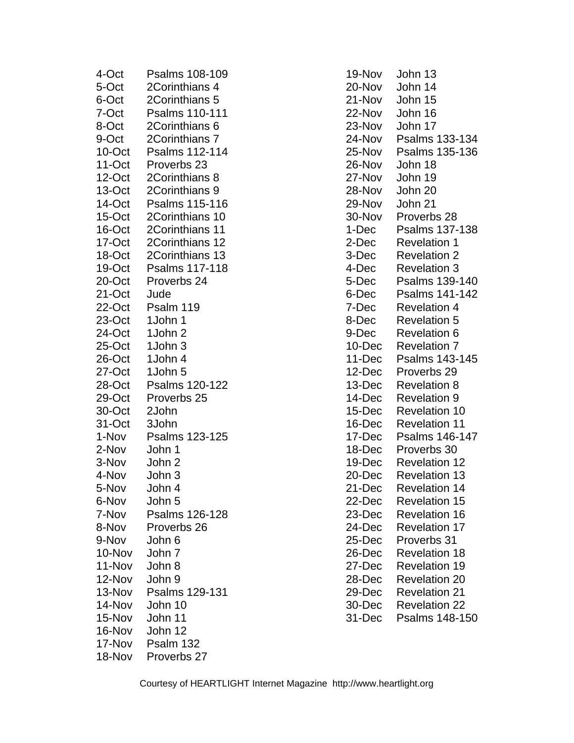| | |
|---|---|
| 4-Oct | Psalms 108-109 |
| 5-Oct | 2Corinthians 4 |
| 6-Oct | 2Corinthians 5 |
| 7-Oct | Psalms 110-111 |
| 8-Oct | 2Corinthians 6 |
| 9-Oct | 2Corinthians 7 |
| 10-Oct | Psalms 112-114 |
| 11-Oct | Proverbs 23 |
| 12-Oct | 2Corinthians 8 |
| 13-Oct | 2Corinthians 9 |
| 14-Oct | Psalms 115-116 |
| 15-Oct | 2Corinthians 10 |
| 16-Oct | 2Corinthians 11 |
| 17-Oct | 2Corinthians 12 |
| 18-Oct | 2Corinthians 13 |
| 19-Oct | Psalms 117-118 |
| 20-Oct | Proverbs 24 |
| 21-Oct | Jude |
| 22-Oct | Psalm 119 |
| 23-Oct | 1John 1 |
| 24-Oct | 1John 2 |
| 25-Oct | 1John 3 |
| 26-Oct | 1John 4 |
| 27-Oct | 1John 5 |
| 28-Oct | Psalms 120-122 |
| 29-Oct | Proverbs 25 |
| 30-Oct | 2John |
| 31-Oct | 3John |
| 1-Nov | Psalms 123-125 |
| 2-Nov | John 1 |
| 3-Nov | John 2 |
| 4-Nov | John 3 |
| 5-Nov | John 4 |
| 6-Nov | John 5 |
| 7-Nov | Psalms 126-128 |
| 8-Nov | Proverbs 26 |
| 9-Nov | John 6 |
| 10-Nov | John 7 |
| 11-Nov | John 8 |
| 12-Nov | John 9 |
| 13-Nov | Psalms 129-131 |
| 14-Nov | John 10 |
| 15-Nov | John 11 |
| 16-Nov | John 12 |
| 17-Nov | Psalm 132 |
| 18-Nov | Proverbs 27 |
| 19-Nov | John 13 |
| 20-Nov | John 14 |
| 21-Nov | John 15 |
| 22-Nov | John 16 |
| 23-Nov | John 17 |
| 24-Nov | Psalms 133-134 |
| 25-Nov | Psalms 135-136 |
| 26-Nov | John 18 |
| 27-Nov | John 19 |
| 28-Nov | John 20 |
| 29-Nov | John 21 |
| 30-Nov | Proverbs 28 |
| 1-Dec | Psalms 137-138 |
| 2-Dec | Revelation 1 |
| 3-Dec | Revelation 2 |
| 4-Dec | Revelation 3 |
| 5-Dec | Psalms 139-140 |
| 6-Dec | Psalms 141-142 |
| 7-Dec | Revelation 4 |
| 8-Dec | Revelation 5 |
| 9-Dec | Revelation 6 |
| 10-Dec | Revelation 7 |
| 11-Dec | Psalms 143-145 |
| 12-Dec | Proverbs 29 |
| 13-Dec | Revelation 8 |
| 14-Dec | Revelation 9 |
| 15-Dec | Revelation 10 |
| 16-Dec | Revelation 11 |
| 17-Dec | Psalms 146-147 |
| 18-Dec | Proverbs 30 |
| 19-Dec | Revelation 12 |
| 20-Dec | Revelation 13 |
| 21-Dec | Revelation 14 |
| 22-Dec | Revelation 15 |
| 23-Dec | Revelation 16 |
| 24-Dec | Revelation 17 |
| 25-Dec | Proverbs 31 |
| 26-Dec | Revelation 18 |
| 27-Dec | Revelation 19 |
| 28-Dec | Revelation 20 |
| 29-Dec | Revelation 21 |
| 30-Dec | Revelation 22 |
| 31-Dec | Psalms 148-150 |

Courtesy of HEARTLIGHT Internet Magazine http://www.heartlight.org